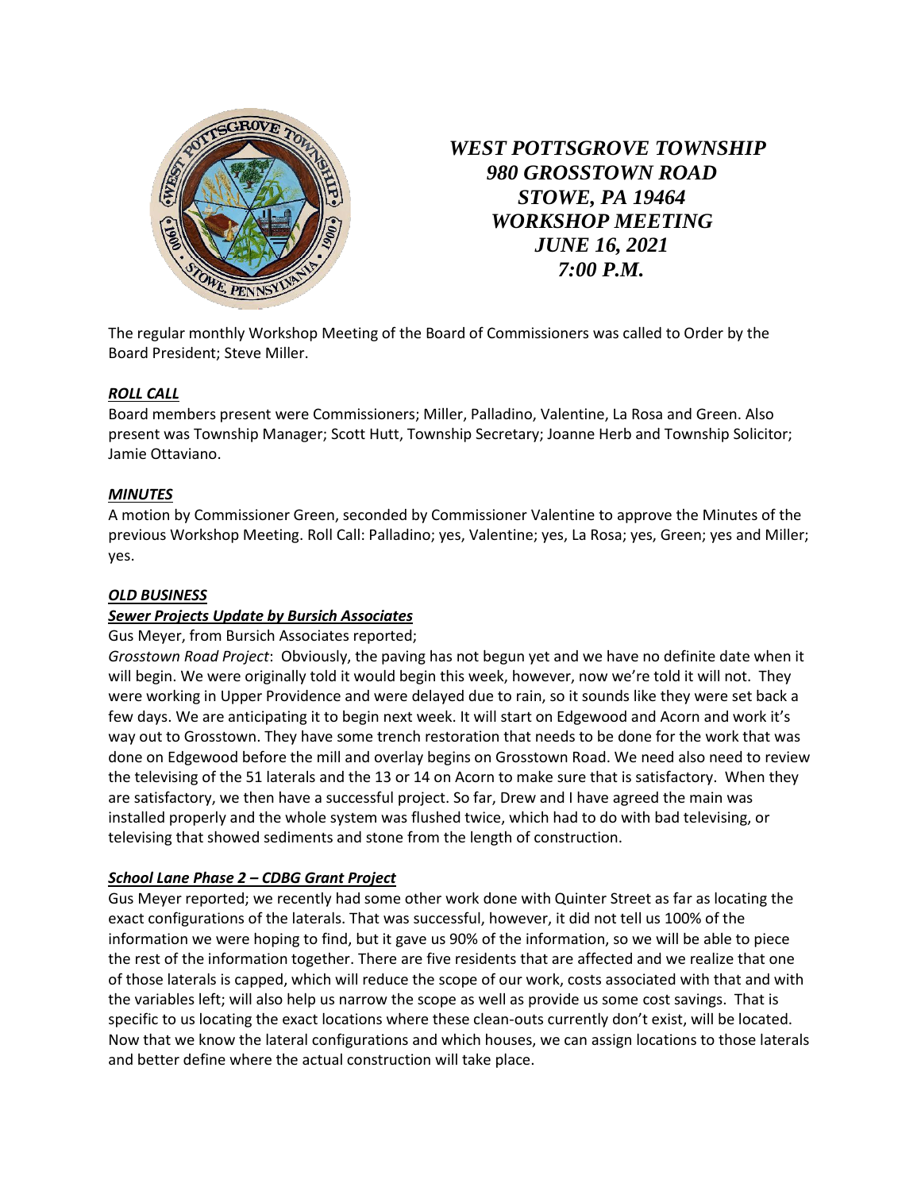# *WEST POTTSGROVE TOWNSHIP*
## *980 GROSSTOWN ROAD*
## *STOWE, PA 19464*
## *WORKSHOP MEETING*
## *JUNE 16, 2021*
## *7:00 P.M.*

The regular monthly Workshop Meeting of the Board of Commissioners was called to Order by the Board President; Steve Miller.

***ROLL CALL***

Board members present were Commissioners; Miller, Palladino, Valentine, La Rosa and Green. Also present was Township Manager; Scott Hutt, Township Secretary; Joanne Herb and Township Solicitor; Jamie Ottaviano.

***MINUTES***

A motion by Commissioner Green, seconded by Commissioner Valentine to approve the Minutes of the previous Workshop Meeting. Roll Call: Palladino; yes, Valentine; yes, La Rosa; yes, Green; yes and Miller; yes.

***OLD BUSINESS***

***Sewer Projects Update by Bursich Associates***

Gus Meyer, from Bursich Associates reported;

*Grosstown Road Project*: Obviously, the paving has not begun yet and we have no definite date when it will begin. We were originally told it would begin this week, however, now we're told it will not. They were working in Upper Providence and were delayed due to rain, so it sounds like they were set back a few days. We are anticipating it to begin next week. It will start on Edgewood and Acorn and work it's way out to Grosstown. They have some trench restoration that needs to be done for the work that was done on Edgewood before the mill and overlay begins on Grosstown Road. We need also need to review the televising of the 51 laterals and the 13 or 14 on Acorn to make sure that is satisfactory. When they are satisfactory, we then have a successful project. So far, Drew and I have agreed the main was installed properly and the whole system was flushed twice, which had to do with bad televising, or televising that showed sediments and stone from the length of construction.

***School Lane Phase 2 – CDBG Grant Project***

Gus Meyer reported; we recently had some other work done with Quinter Street as far as locating the exact configurations of the laterals. That was successful, however, it did not tell us 100% of the information we were hoping to find, but it gave us 90% of the information, so we will be able to piece the rest of the information together. There are five residents that are affected and we realize that one of those laterals is capped, which will reduce the scope of our work, costs associated with that and with the variables left; will also help us narrow the scope as well as provide us some cost savings. That is specific to us locating the exact locations where these clean-outs currently don't exist, will be located. Now that we know the lateral configurations and which houses, we can assign locations to those laterals and better define where the actual construction will take place.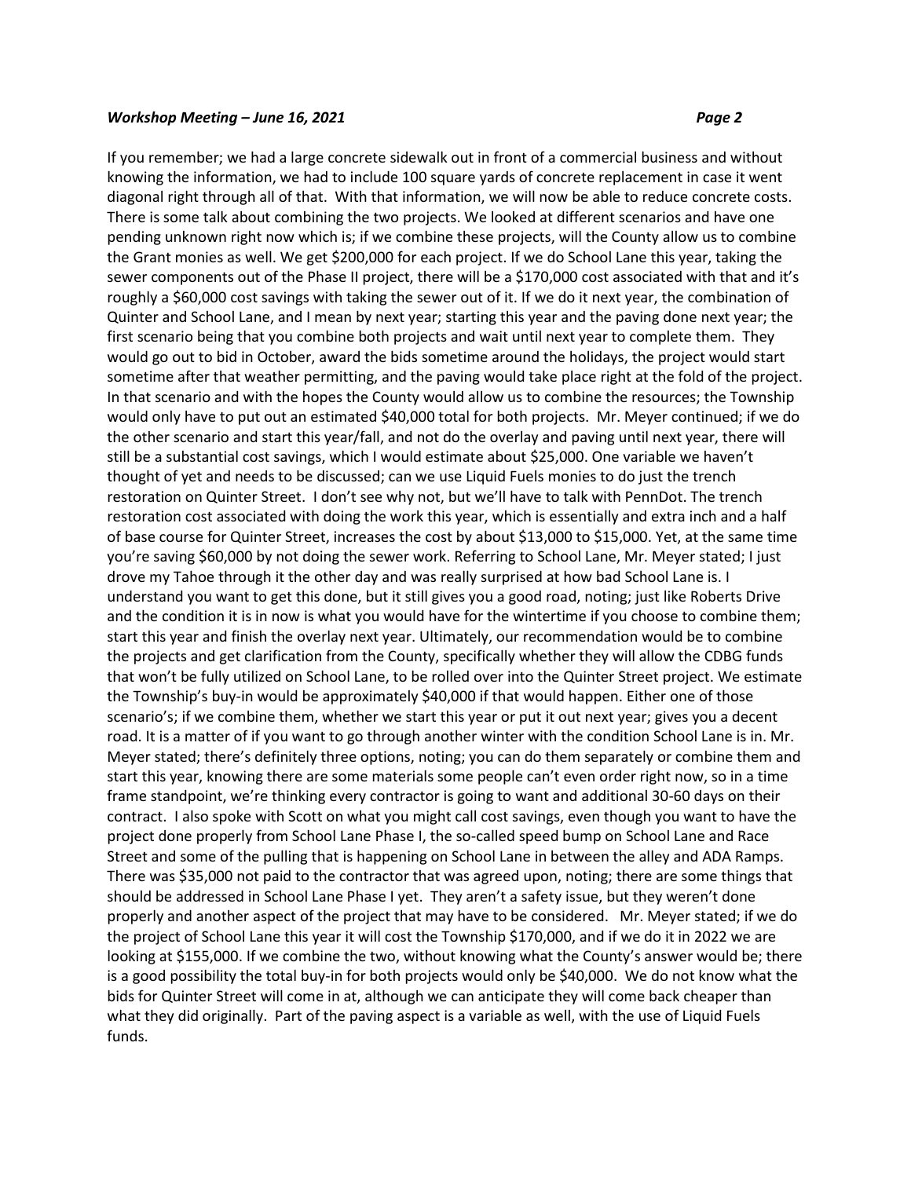If you remember; we had a large concrete sidewalk out in front of a commercial business and without knowing the information, we had to include 100 square yards of concrete replacement in case it went diagonal right through all of that. With that information, we will now be able to reduce concrete costs. There is some talk about combining the two projects. We looked at different scenarios and have one pending unknown right now which is; if we combine these projects, will the County allow us to combine the Grant monies as well. We get $200,000 for each project. If we do School Lane this year, taking the sewer components out of the Phase II project, there will be a $170,000 cost associated with that and it's roughly a $60,000 cost savings with taking the sewer out of it. If we do it next year, the combination of Quinter and School Lane, and I mean by next year; starting this year and the paving done next year; the first scenario being that you combine both projects and wait until next year to complete them. They would go out to bid in October, award the bids sometime around the holidays, the project would start sometime after that weather permitting, and the paving would take place right at the fold of the project. In that scenario and with the hopes the County would allow us to combine the resources; the Township would only have to put out an estimated $40,000 total for both projects. Mr. Meyer continued; if we do the other scenario and start this year/fall, and not do the overlay and paving until next year, there will still be a substantial cost savings, which I would estimate about $25,000. One variable we haven't thought of yet and needs to be discussed; can we use Liquid Fuels monies to do just the trench restoration on Quinter Street. I don't see why not, but we'll have to talk with PennDot. The trench restoration cost associated with doing the work this year, which is essentially and extra inch and a half of base course for Quinter Street, increases the cost by about $13,000 to $15,000. Yet, at the same time you're saving $60,000 by not doing the sewer work. Referring to School Lane, Mr. Meyer stated; I just drove my Tahoe through it the other day and was really surprised at how bad School Lane is. I understand you want to get this done, but it still gives you a good road, noting; just like Roberts Drive and the condition it is in now is what you would have for the wintertime if you choose to combine them; start this year and finish the overlay next year. Ultimately, our recommendation would be to combine the projects and get clarification from the County, specifically whether they will allow the CDBG funds that won't be fully utilized on School Lane, to be rolled over into the Quinter Street project. We estimate the Township's buy-in would be approximately $40,000 if that would happen. Either one of those scenario's; if we combine them, whether we start this year or put it out next year; gives you a decent road. It is a matter of if you want to go through another winter with the condition School Lane is in. Mr. Meyer stated; there's definitely three options, noting; you can do them separately or combine them and start this year, knowing there are some materials some people can't even order right now, so in a time frame standpoint, we're thinking every contractor is going to want and additional 30-60 days on their contract. I also spoke with Scott on what you might call cost savings, even though you want to have the project done properly from School Lane Phase I, the so-called speed bump on School Lane and Race Street and some of the pulling that is happening on School Lane in between the alley and ADA Ramps. There was $35,000 not paid to the contractor that was agreed upon, noting; there are some things that should be addressed in School Lane Phase I yet. They aren't a safety issue, but they weren't done properly and another aspect of the project that may have to be considered. Mr. Meyer stated; if we do the project of School Lane this year it will cost the Township $170,000, and if we do it in 2022 we are looking at $155,000. If we combine the two, without knowing what the County's answer would be; there is a good possibility the total buy-in for both projects would only be $40,000. We do not know what the bids for Quinter Street will come in at, although we can anticipate they will come back cheaper than what they did originally. Part of the paving aspect is a variable as well, with the use of Liquid Fuels funds.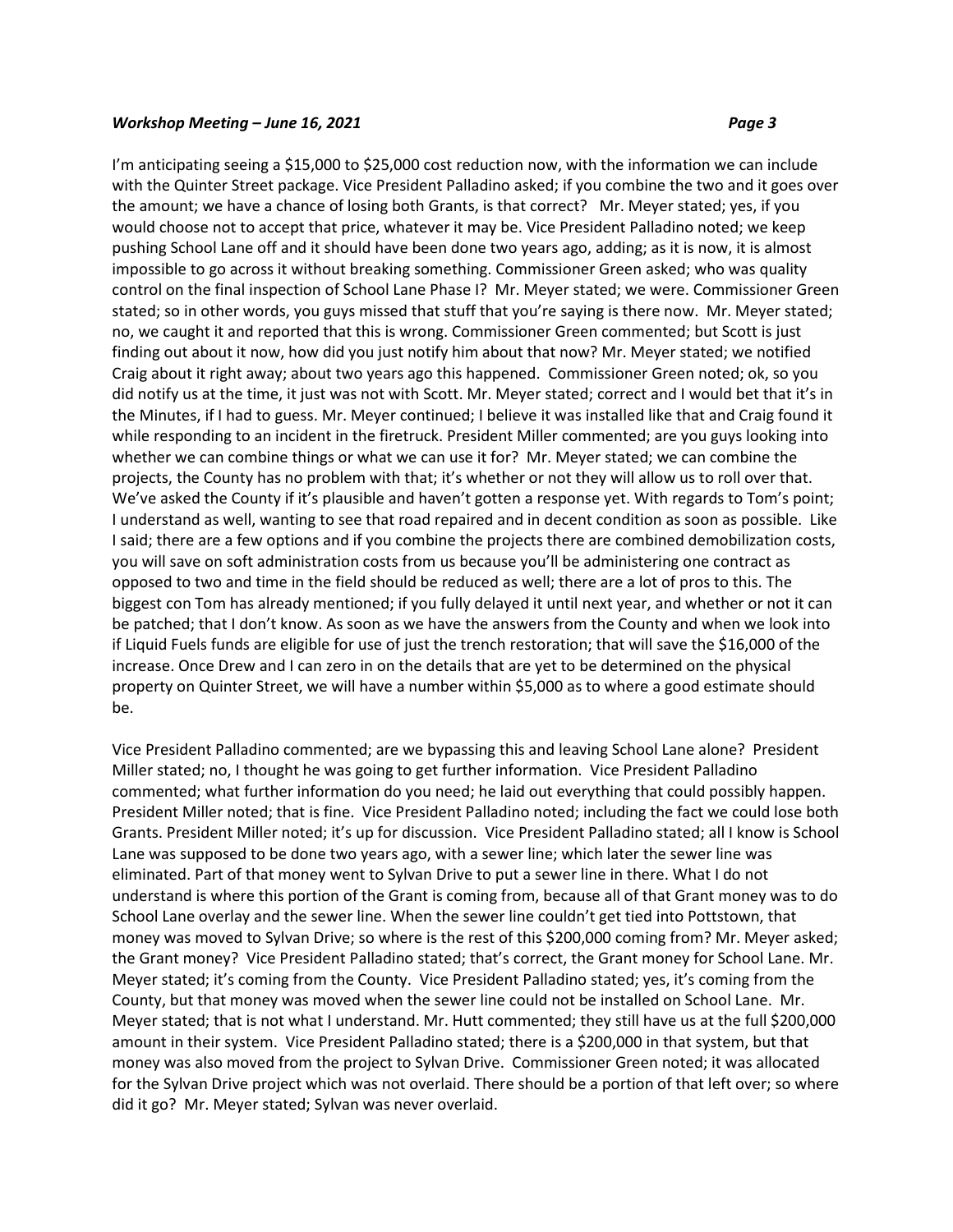I'm anticipating seeing a $15,000 to $25,000 cost reduction now, with the information we can include with the Quinter Street package. Vice President Palladino asked; if you combine the two and it goes over the amount; we have a chance of losing both Grants, is that correct? Mr. Meyer stated; yes, if you would choose not to accept that price, whatever it may be. Vice President Palladino noted; we keep pushing School Lane off and it should have been done two years ago, adding; as it is now, it is almost impossible to go across it without breaking something. Commissioner Green asked; who was quality control on the final inspection of School Lane Phase I? Mr. Meyer stated; we were. Commissioner Green stated; so in other words, you guys missed that stuff that you're saying is there now. Mr. Meyer stated; no, we caught it and reported that this is wrong. Commissioner Green commented; but Scott is just finding out about it now, how did you just notify him about that now? Mr. Meyer stated; we notified Craig about it right away; about two years ago this happened. Commissioner Green noted; ok, so you did notify us at the time, it just was not with Scott. Mr. Meyer stated; correct and I would bet that it's in the Minutes, if I had to guess. Mr. Meyer continued; I believe it was installed like that and Craig found it while responding to an incident in the firetruck. President Miller commented; are you guys looking into whether we can combine things or what we can use it for? Mr. Meyer stated; we can combine the projects, the County has no problem with that; it's whether or not they will allow us to roll over that. We've asked the County if it's plausible and haven't gotten a response yet. With regards to Tom's point; I understand as well, wanting to see that road repaired and in decent condition as soon as possible. Like I said; there are a few options and if you combine the projects there are combined demobilization costs, you will save on soft administration costs from us because you'll be administering one contract as opposed to two and time in the field should be reduced as well; there are a lot of pros to this. The biggest con Tom has already mentioned; if you fully delayed it until next year, and whether or not it can be patched; that I don't know. As soon as we have the answers from the County and when we look into if Liquid Fuels funds are eligible for use of just the trench restoration; that will save the $16,000 of the increase. Once Drew and I can zero in on the details that are yet to be determined on the physical property on Quinter Street, we will have a number within $5,000 as to where a good estimate should be.

Vice President Palladino commented; are we bypassing this and leaving School Lane alone? President Miller stated; no, I thought he was going to get further information. Vice President Palladino commented; what further information do you need; he laid out everything that could possibly happen. President Miller noted; that is fine. Vice President Palladino noted; including the fact we could lose both Grants. President Miller noted; it's up for discussion. Vice President Palladino stated; all I know is School Lane was supposed to be done two years ago, with a sewer line; which later the sewer line was eliminated. Part of that money went to Sylvan Drive to put a sewer line in there. What I do not understand is where this portion of the Grant is coming from, because all of that Grant money was to do School Lane overlay and the sewer line. When the sewer line couldn't get tied into Pottstown, that money was moved to Sylvan Drive; so where is the rest of this $200,000 coming from? Mr. Meyer asked; the Grant money? Vice President Palladino stated; that's correct, the Grant money for School Lane. Mr. Meyer stated; it's coming from the County. Vice President Palladino stated; yes, it's coming from the County, but that money was moved when the sewer line could not be installed on School Lane. Mr. Meyer stated; that is not what I understand. Mr. Hutt commented; they still have us at the full $200,000 amount in their system. Vice President Palladino stated; there is a $200,000 in that system, but that money was also moved from the project to Sylvan Drive. Commissioner Green noted; it was allocated for the Sylvan Drive project which was not overlaid. There should be a portion of that left over; so where did it go? Mr. Meyer stated; Sylvan was never overlaid.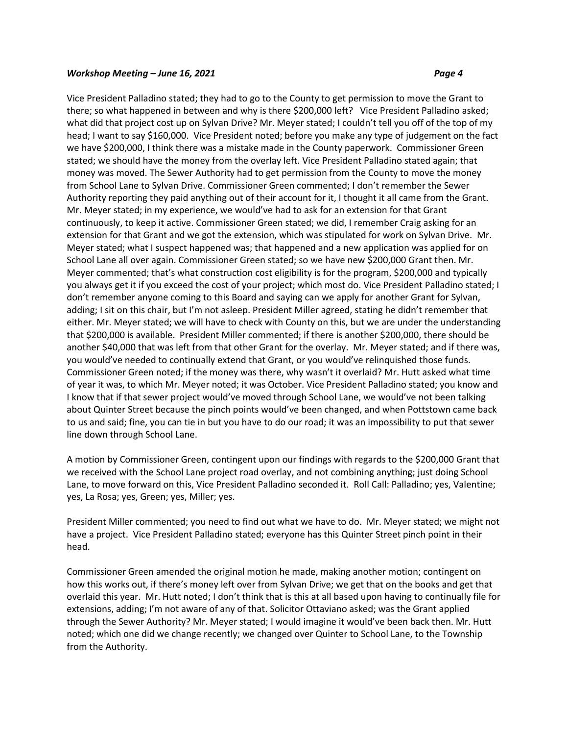Vice President Palladino stated; they had to go to the County to get permission to move the Grant to there; so what happened in between and why is there $200,000 left? Vice President Palladino asked; what did that project cost up on Sylvan Drive? Mr. Meyer stated; I couldn't tell you off of the top of my head; I want to say $160,000. Vice President noted; before you make any type of judgement on the fact we have $200,000, I think there was a mistake made in the County paperwork. Commissioner Green stated; we should have the money from the overlay left. Vice President Palladino stated again; that money was moved. The Sewer Authority had to get permission from the County to move the money from School Lane to Sylvan Drive. Commissioner Green commented; I don't remember the Sewer Authority reporting they paid anything out of their account for it, I thought it all came from the Grant. Mr. Meyer stated; in my experience, we would've had to ask for an extension for that Grant continuously, to keep it active. Commissioner Green stated; we did, I remember Craig asking for an extension for that Grant and we got the extension, which was stipulated for work on Sylvan Drive. Mr. Meyer stated; what I suspect happened was; that happened and a new application was applied for on School Lane all over again. Commissioner Green stated; so we have new $200,000 Grant then. Mr. Meyer commented; that's what construction cost eligibility is for the program, $200,000 and typically you always get it if you exceed the cost of your project; which most do. Vice President Palladino stated; I don't remember anyone coming to this Board and saying can we apply for another Grant for Sylvan, adding; I sit on this chair, but I'm not asleep. President Miller agreed, stating he didn't remember that either. Mr. Meyer stated; we will have to check with County on this, but we are under the understanding that $200,000 is available. President Miller commented; if there is another $200,000, there should be another $40,000 that was left from that other Grant for the overlay. Mr. Meyer stated; and if there was, you would've needed to continually extend that Grant, or you would've relinquished those funds. Commissioner Green noted; if the money was there, why wasn't it overlaid? Mr. Hutt asked what time of year it was, to which Mr. Meyer noted; it was October. Vice President Palladino stated; you know and I know that if that sewer project would've moved through School Lane, we would've not been talking about Quinter Street because the pinch points would've been changed, and when Pottstown came back to us and said; fine, you can tie in but you have to do our road; it was an impossibility to put that sewer line down through School Lane.

A motion by Commissioner Green, contingent upon our findings with regards to the $200,000 Grant that we received with the School Lane project road overlay, and not combining anything; just doing School Lane, to move forward on this, Vice President Palladino seconded it. Roll Call: Palladino; yes, Valentine; yes, La Rosa; yes, Green; yes, Miller; yes.

President Miller commented; you need to find out what we have to do. Mr. Meyer stated; we might not have a project. Vice President Palladino stated; everyone has this Quinter Street pinch point in their head.

Commissioner Green amended the original motion he made, making another motion; contingent on how this works out, if there's money left over from Sylvan Drive; we get that on the books and get that overlaid this year. Mr. Hutt noted; I don't think that is this at all based upon having to continually file for extensions, adding; I'm not aware of any of that. Solicitor Ottaviano asked; was the Grant applied through the Sewer Authority? Mr. Meyer stated; I would imagine it would've been back then. Mr. Hutt noted; which one did we change recently; we changed over Quinter to School Lane, to the Township from the Authority.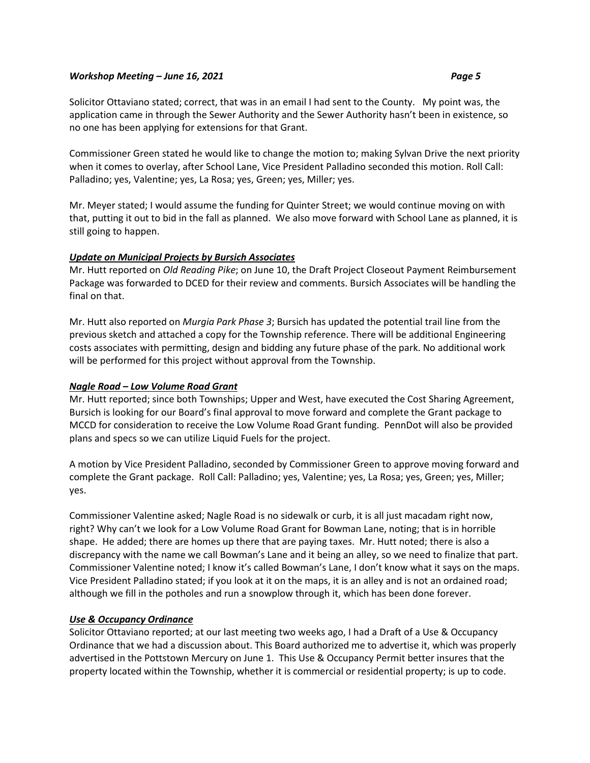Solicitor Ottaviano stated; correct, that was in an email I had sent to the County. My point was, the application came in through the Sewer Authority and the Sewer Authority hasn't been in existence, so no one has been applying for extensions for that Grant.

Commissioner Green stated he would like to change the motion to; making Sylvan Drive the next priority when it comes to overlay, after School Lane, Vice President Palladino seconded this motion. Roll Call: Palladino; yes, Valentine; yes, La Rosa; yes, Green; yes, Miller; yes.

Mr. Meyer stated; I would assume the funding for Quinter Street; we would continue moving on with that, putting it out to bid in the fall as planned. We also move forward with School Lane as planned, it is still going to happen.

***Update on Municipal Projects by Bursich Associates***

Mr. Hutt reported on *Old Reading Pike*; on June 10, the Draft Project Closeout Payment Reimbursement Package was forwarded to DCED for their review and comments. Bursich Associates will be handling the final on that.

Mr. Hutt also reported on *Murgia Park Phase 3*; Bursich has updated the potential trail line from the previous sketch and attached a copy for the Township reference. There will be additional Engineering costs associates with permitting, design and bidding any future phase of the park. No additional work will be performed for this project without approval from the Township.

***Nagle Road – Low Volume Road Grant***

Mr. Hutt reported; since both Townships; Upper and West, have executed the Cost Sharing Agreement, Bursich is looking for our Board's final approval to move forward and complete the Grant package to MCCD for consideration to receive the Low Volume Road Grant funding. PennDot will also be provided plans and specs so we can utilize Liquid Fuels for the project.

A motion by Vice President Palladino, seconded by Commissioner Green to approve moving forward and complete the Grant package. Roll Call: Palladino; yes, Valentine; yes, La Rosa; yes, Green; yes, Miller; yes.

Commissioner Valentine asked; Nagle Road is no sidewalk or curb, it is all just macadam right now, right? Why can't we look for a Low Volume Road Grant for Bowman Lane, noting; that is in horrible shape. He added; there are homes up there that are paying taxes. Mr. Hutt noted; there is also a discrepancy with the name we call Bowman's Lane and it being an alley, so we need to finalize that part. Commissioner Valentine noted; I know it's called Bowman's Lane, I don't know what it says on the maps. Vice President Palladino stated; if you look at it on the maps, it is an alley and is not an ordained road; although we fill in the potholes and run a snowplow through it, which has been done forever.

***Use & Occupancy Ordinance***

Solicitor Ottaviano reported; at our last meeting two weeks ago, I had a Draft of a Use & Occupancy Ordinance that we had a discussion about. This Board authorized me to advertise it, which was properly advertised in the Pottstown Mercury on June 1. This Use & Occupancy Permit better insures that the property located within the Township, whether it is commercial or residential property; is up to code.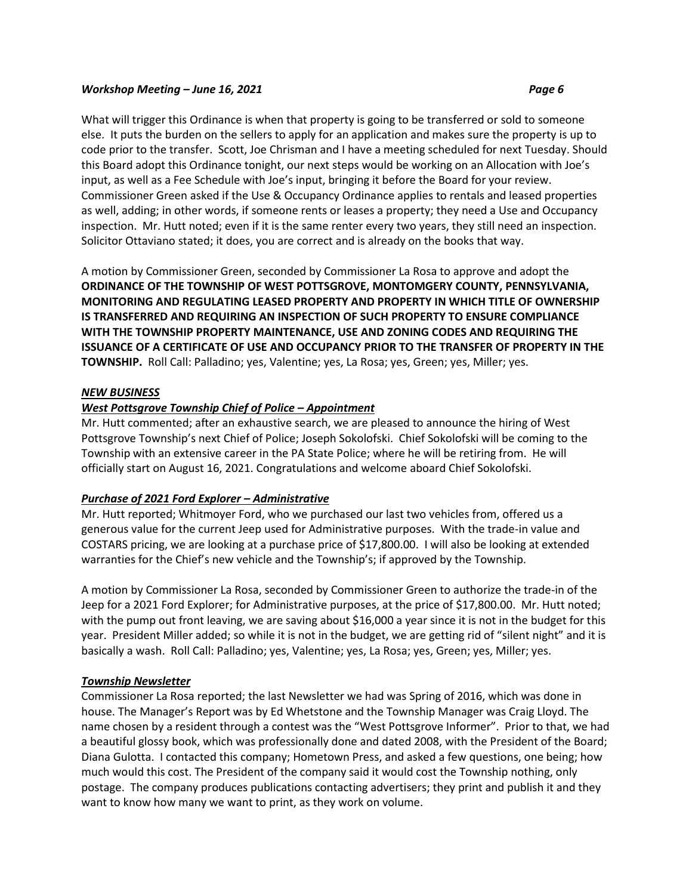What will trigger this Ordinance is when that property is going to be transferred or sold to someone else. It puts the burden on the sellers to apply for an application and makes sure the property is up to code prior to the transfer. Scott, Joe Chrisman and I have a meeting scheduled for next Tuesday. Should this Board adopt this Ordinance tonight, our next steps would be working on an Allocation with Joe's input, as well as a Fee Schedule with Joe's input, bringing it before the Board for your review. Commissioner Green asked if the Use & Occupancy Ordinance applies to rentals and leased properties as well, adding; in other words, if someone rents or leases a property; they need a Use and Occupancy inspection. Mr. Hutt noted; even if it is the same renter every two years, they still need an inspection. Solicitor Ottaviano stated; it does, you are correct and is already on the books that way.

A motion by Commissioner Green, seconded by Commissioner La Rosa to approve and adopt the **ORDINANCE OF THE TOWNSHIP OF WEST POTTSGROVE, MONTOMGERY COUNTY, PENNSYLVANIA, MONITORING AND REGULATING LEASED PROPERTY AND PROPERTY IN WHICH TITLE OF OWNERSHIP IS TRANSFERRED AND REQUIRING AN INSPECTION OF SUCH PROPERTY TO ENSURE COMPLIANCE WITH THE TOWNSHIP PROPERTY MAINTENANCE, USE AND ZONING CODES AND REQUIRING THE ISSUANCE OF A CERTIFICATE OF USE AND OCCUPANCY PRIOR TO THE TRANSFER OF PROPERTY IN THE TOWNSHIP.** Roll Call: Palladino; yes, Valentine; yes, La Rosa; yes, Green; yes, Miller; yes.

***NEW BUSINESS***

***West Pottsgrove Township Chief of Police – Appointment***

Mr. Hutt commented; after an exhaustive search, we are pleased to announce the hiring of West Pottsgrove Township's next Chief of Police; Joseph Sokolofski. Chief Sokolofski will be coming to the Township with an extensive career in the PA State Police; where he will be retiring from. He will officially start on August 16, 2021. Congratulations and welcome aboard Chief Sokolofski.

***Purchase of 2021 Ford Explorer – Administrative***

Mr. Hutt reported; Whitmoyer Ford, who we purchased our last two vehicles from, offered us a generous value for the current Jeep used for Administrative purposes. With the trade-in value and COSTARS pricing, we are looking at a purchase price of $17,800.00. I will also be looking at extended warranties for the Chief's new vehicle and the Township's; if approved by the Township.

A motion by Commissioner La Rosa, seconded by Commissioner Green to authorize the trade-in of the Jeep for a 2021 Ford Explorer; for Administrative purposes, at the price of $17,800.00. Mr. Hutt noted; with the pump out front leaving, we are saving about $16,000 a year since it is not in the budget for this year. President Miller added; so while it is not in the budget, we are getting rid of "silent night" and it is basically a wash. Roll Call: Palladino; yes, Valentine; yes, La Rosa; yes, Green; yes, Miller; yes.

***Township Newsletter***

Commissioner La Rosa reported; the last Newsletter we had was Spring of 2016, which was done in house. The Manager's Report was by Ed Whetstone and the Township Manager was Craig Lloyd. The name chosen by a resident through a contest was the "West Pottsgrove Informer". Prior to that, we had a beautiful glossy book, which was professionally done and dated 2008, with the President of the Board; Diana Gulotta. I contacted this company; Hometown Press, and asked a few questions, one being; how much would this cost. The President of the company said it would cost the Township nothing, only postage. The company produces publications contacting advertisers; they print and publish it and they want to know how many we want to print, as they work on volume.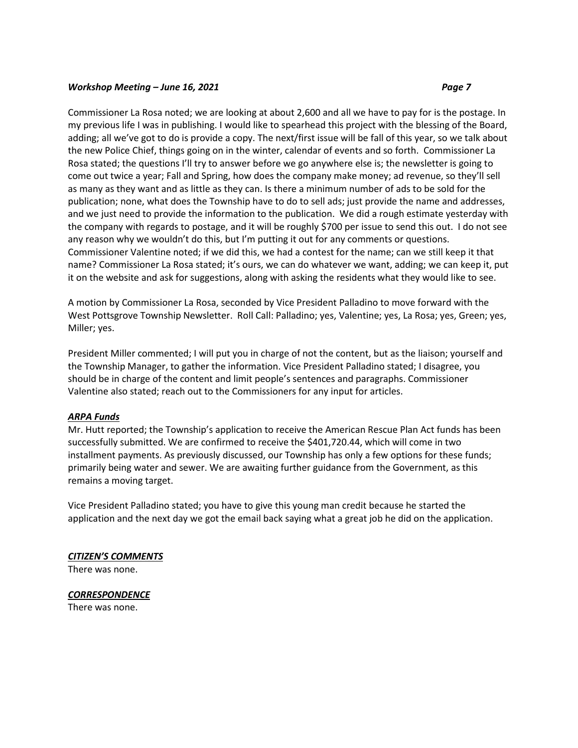Commissioner La Rosa noted; we are looking at about 2,600 and all we have to pay for is the postage. In my previous life I was in publishing. I would like to spearhead this project with the blessing of the Board, adding; all we've got to do is provide a copy. The next/first issue will be fall of this year, so we talk about the new Police Chief, things going on in the winter, calendar of events and so forth. Commissioner La Rosa stated; the questions I'll try to answer before we go anywhere else is; the newsletter is going to come out twice a year; Fall and Spring, how does the company make money; ad revenue, so they'll sell as many as they want and as little as they can. Is there a minimum number of ads to be sold for the publication; none, what does the Township have to do to sell ads; just provide the name and addresses, and we just need to provide the information to the publication. We did a rough estimate yesterday with the company with regards to postage, and it will be roughly $700 per issue to send this out. I do not see any reason why we wouldn't do this, but I'm putting it out for any comments or questions. Commissioner Valentine noted; if we did this, we had a contest for the name; can we still keep it that name? Commissioner La Rosa stated; it's ours, we can do whatever we want, adding; we can keep it, put it on the website and ask for suggestions, along with asking the residents what they would like to see.

A motion by Commissioner La Rosa, seconded by Vice President Palladino to move forward with the West Pottsgrove Township Newsletter. Roll Call: Palladino; yes, Valentine; yes, La Rosa; yes, Green; yes, Miller; yes.

President Miller commented; I will put you in charge of not the content, but as the liaison; yourself and the Township Manager, to gather the information. Vice President Palladino stated; I disagree, you should be in charge of the content and limit people's sentences and paragraphs. Commissioner Valentine also stated; reach out to the Commissioners for any input for articles.

***ARPA Funds***

Mr. Hutt reported; the Township's application to receive the American Rescue Plan Act funds has been successfully submitted. We are confirmed to receive the $401,720.44, which will come in two installment payments. As previously discussed, our Township has only a few options for these funds; primarily being water and sewer. We are awaiting further guidance from the Government, as this remains a moving target.

Vice President Palladino stated; you have to give this young man credit because he started the application and the next day we got the email back saying what a great job he did on the application.

***CITIZEN'S COMMENTS***

There was none.

***CORRESPONDENCE***

There was none.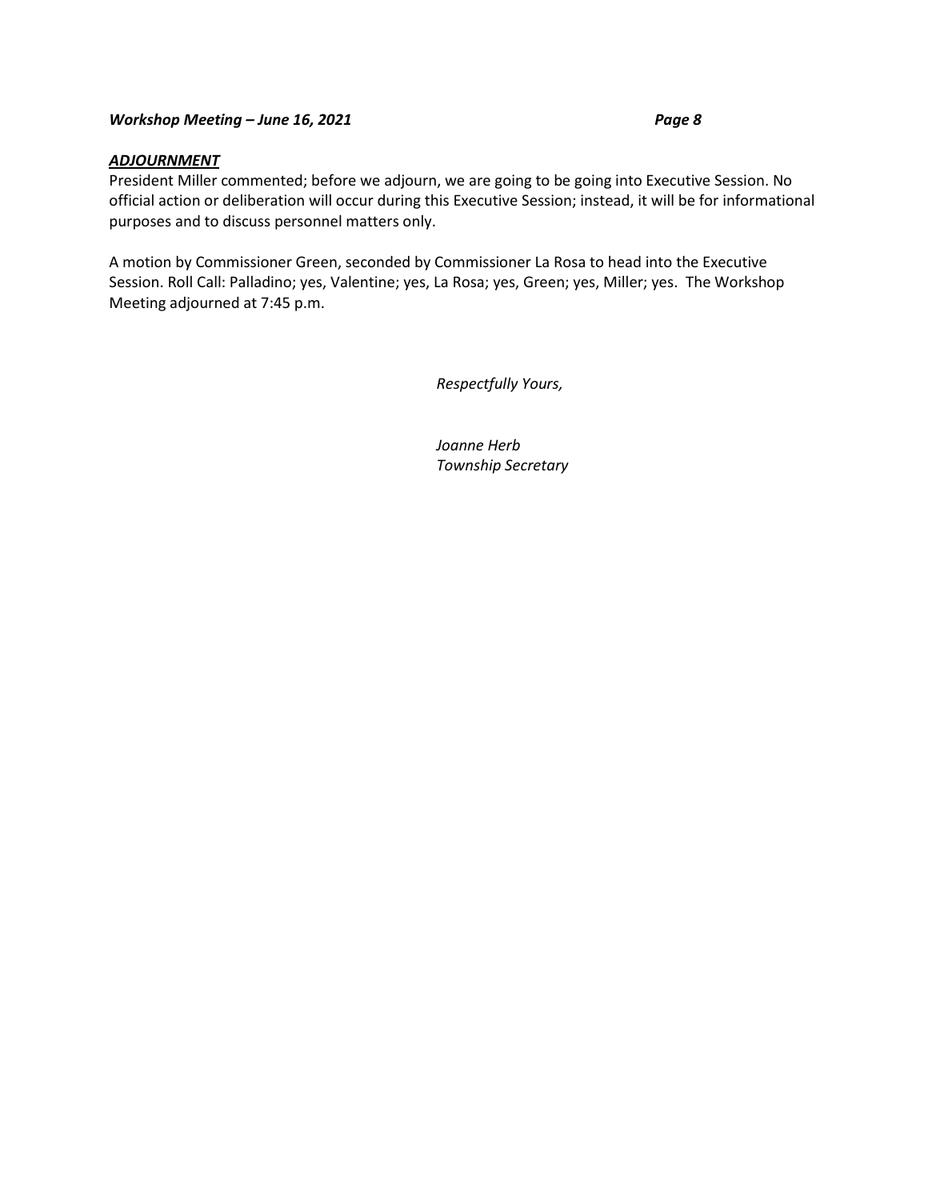***ADJOURNMENT***

President Miller commented; before we adjourn, we are going to be going into Executive Session. No official action or deliberation will occur during this Executive Session; instead, it will be for informational purposes and to discuss personnel matters only.

A motion by Commissioner Green, seconded by Commissioner La Rosa to head into the Executive Session. Roll Call: Palladino; yes, Valentine; yes, La Rosa; yes, Green; yes, Miller; yes. The Workshop Meeting adjourned at 7:45 p.m.

*Respectfully Yours,*

*Joanne Herb*
*Township Secretary*